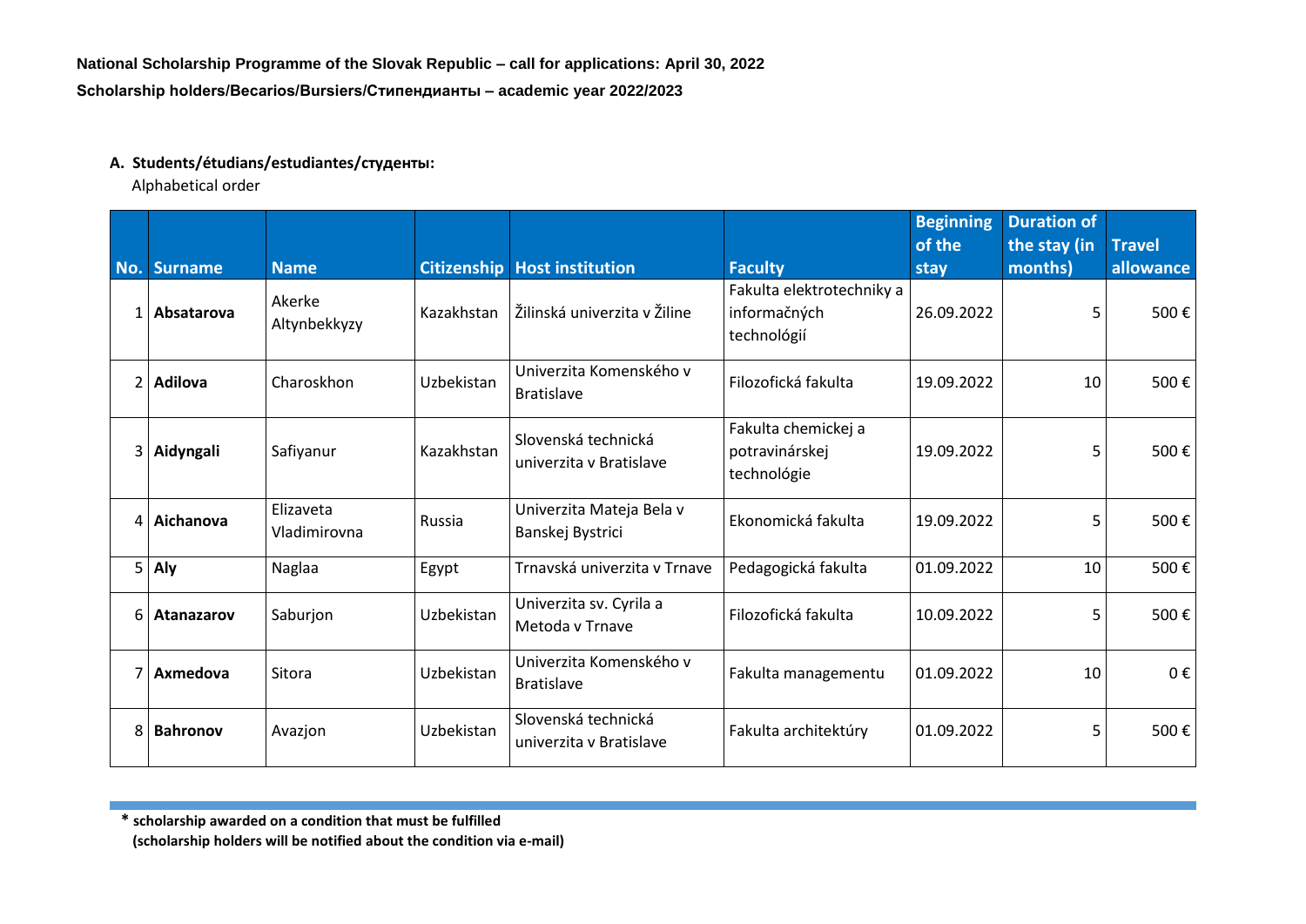**National Scholarship Programme of the Slovak Republic – call for applications: April 30, 2022**

**Scholarship holders/Becarios/Bursiers/Стипендианты – academic year 2022/2023**

**A. Students/étudians/estudiantes/студенты:**

Alphabetical order

| No. | Surname | Name | Citizenship | Host institution | Faculty | Beginning of the stay | Duration of the stay (in months) | Travel allowance |
|---|---|---|---|---|---|---|---|---|
| 1 | **Absatarova** | Akerke Altynbekkyzy | Kazakhstan | Žilinská univerzita v Žiline | Fakulta elektrotechniky a informačných technológií | 26.09.2022 | 5 | 500 € |
| 2 | **Adilova** | Charoskhon | Uzbekistan | Univerzita Komenského v Bratislave | Filozofická fakulta | 19.09.2022 | 10 | 500 € |
| 3 | **Aidyngali** | Safiyanur | Kazakhstan | Slovenská technická univerzita v Bratislave | Fakulta chemickej a potravinárskej technológie | 19.09.2022 | 5 | 500 € |
| 4 | **Aichanova** | Elizaveta Vladimirovna | Russia | Univerzita Mateja Bela v Banskej Bystrici | Ekonomická fakulta | 19.09.2022 | 5 | 500 € |
| 5 | **Aly** | Naglaa | Egypt | Trnavská univerzita v Trnave | Pedagogická fakulta | 01.09.2022 | 10 | 500 € |
| 6 | **Atanazarov** | Saburjon | Uzbekistan | Univerzita sv. Cyrila a Metoda v Trnave | Filozofická fakulta | 10.09.2022 | 5 | 500 € |
| 7 | **Axmedova** | Sitora | Uzbekistan | Univerzita Komenského v Bratislave | Fakulta managementu | 01.09.2022 | 10 | 0 € |
| 8 | **Bahronov** | Avazjon | Uzbekistan | Slovenská technická univerzita v Bratislave | Fakulta architektúry | 01.09.2022 | 5 | 500 € |

**\* scholarship awarded on a condition that must be fulfilled**
**(scholarship holders will be notified about the condition via e-mail)**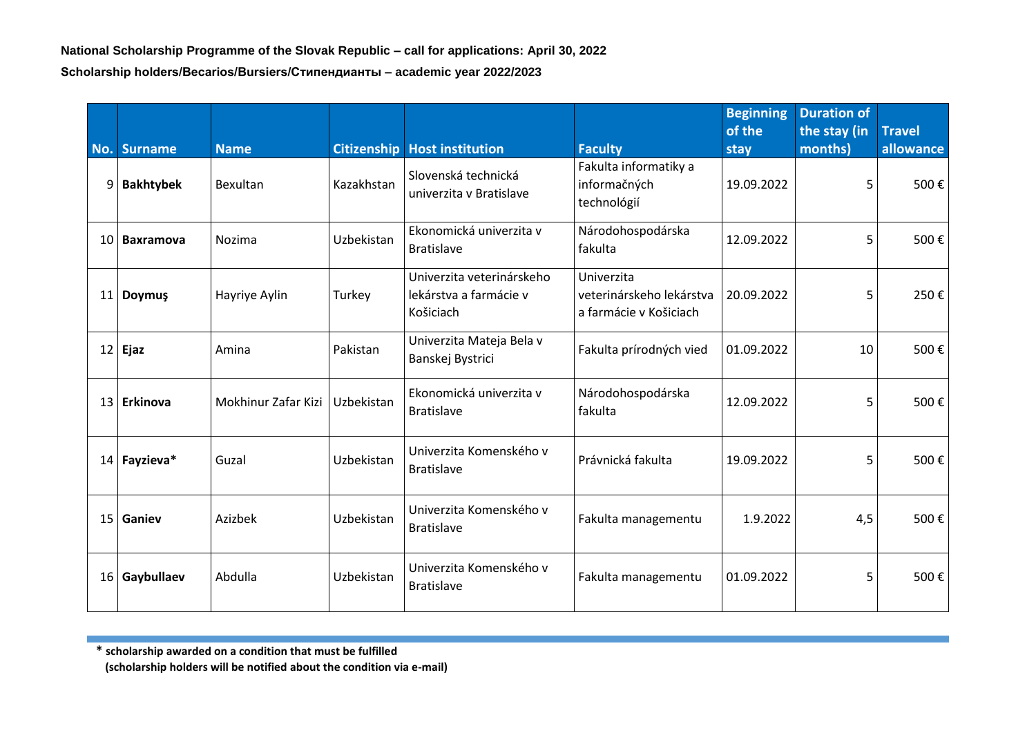**National Scholarship Programme of the Slovak Republic – call for applications: April 30, 2022**

**Scholarship holders/Becarios/Bursiers/Стипендианты – academic year 2022/2023**

| No. | Surname | Name | Citizenship | Host institution | Faculty | Beginning of the stay | Duration of the stay (in months) | Travel allowance |
|---|---|---|---|---|---|---|---|---|
| 9 | **Bakhtybek** | Bexultan | Kazakhstan | Slovenská technická univerzita v Bratislave | Fakulta informatiky a informačných technológií | 19.09.2022 | 5 | 500 € |
| 10 | **Baxramova** | Nozima | Uzbekistan | Ekonomická univerzita v Bratislave | Národohospodárska fakulta | 12.09.2022 | 5 | 500 € |
| 11 | **Doymuş** | Hayriye Aylin | Turkey | Univerzita veterinárskeho lekárstva a farmácie v Košiciach | Univerzita veterinárskeho lekárstva a farmácie v Košiciach | 20.09.2022 | 5 | 250 € |
| 12 | **Ejaz** | Amina | Pakistan | Univerzita Mateja Bela v Banskej Bystrici | Fakulta prírodných vied | 01.09.2022 | 10 | 500 € |
| 13 | **Erkinova** | Mokhinur Zafar Kizi | Uzbekistan | Ekonomická univerzita v Bratislave | Národohospodárska fakulta | 12.09.2022 | 5 | 500 € |
| 14 | **Fayzieva*** | Guzal | Uzbekistan | Univerzita Komenského v Bratislave | Právnická fakulta | 19.09.2022 | 5 | 500 € |
| 15 | **Ganiev** | Azizbek | Uzbekistan | Univerzita Komenského v Bratislave | Fakulta managementu | 1.9.2022 | 4,5 | 500 € |
| 16 | **Gaybullaev** | Abdulla | Uzbekistan | Univerzita Komenského v Bratislave | Fakulta managementu | 01.09.2022 | 5 | 500 € |

**\* scholarship awarded on a condition that must be fulfilled**
**(scholarship holders will be notified about the condition via e-mail)**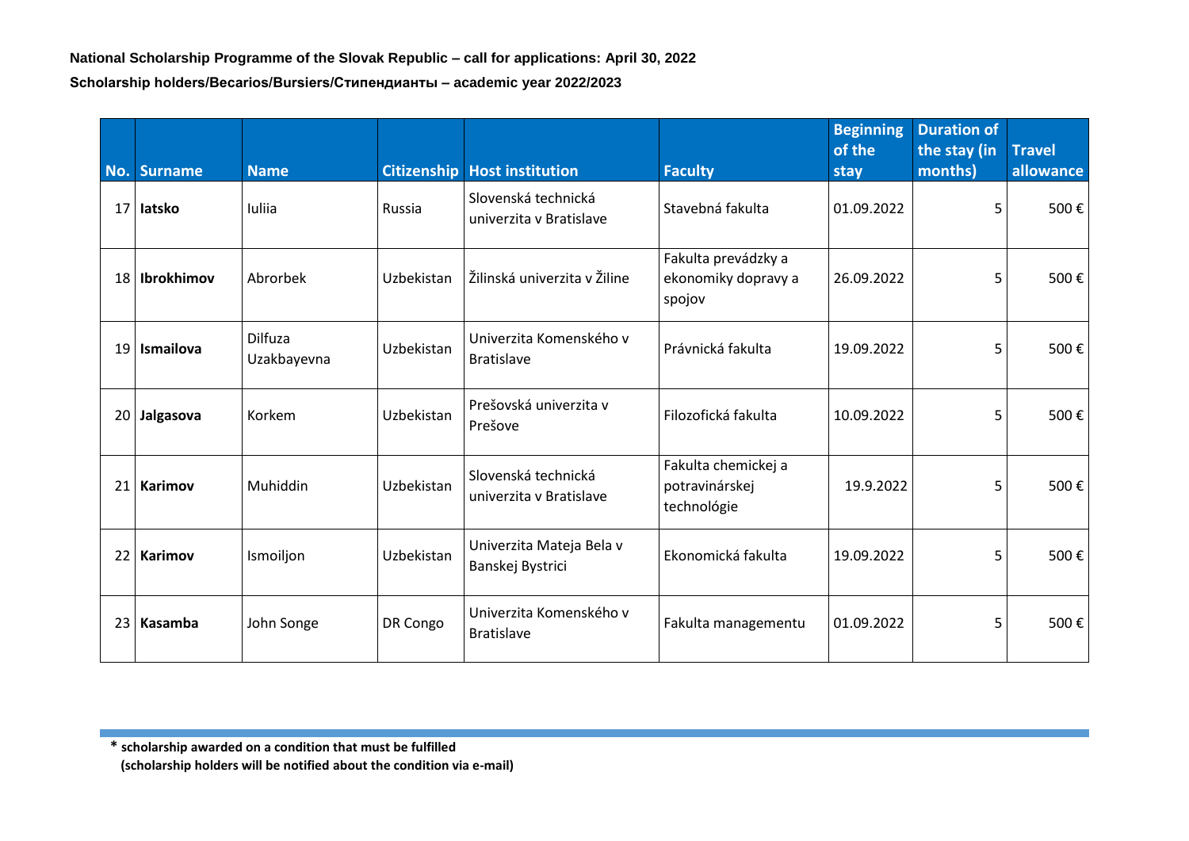**National Scholarship Programme of the Slovak Republic – call for applications: April 30, 2022**

**Scholarship holders/Becarios/Bursiers/Стипендианты – academic year 2022/2023**

| No. | Surname | Name | Citizenship | Host institution | Faculty | Beginning of the stay | Duration of the stay (in months) | Travel allowance |
|---|---|---|---|---|---|---|---|---|
| 17 | **Iatsko** | Iuliia | Russia | Slovenská technická univerzita v Bratislave | Stavebná fakulta | 01.09.2022 | 5 | 500 € |
| 18 | **Ibrokhimov** | Abrorbek | Uzbekistan | Žilinská univerzita v Žiline | Fakulta prevádzky a ekonomiky dopravy a spojov | 26.09.2022 | 5 | 500 € |
| 19 | **Ismailova** | Dilfuza Uzakbayevna | Uzbekistan | Univerzita Komenského v Bratislave | Právnická fakulta | 19.09.2022 | 5 | 500 € |
| 20 | **Jalgasova** | Korkem | Uzbekistan | Prešovská univerzita v Prešove | Filozofická fakulta | 10.09.2022 | 5 | 500 € |
| 21 | **Karimov** | Muhiddin | Uzbekistan | Slovenská technická univerzita v Bratislave | Fakulta chemickej a potravinárskej technológie | 19.9.2022 | 5 | 500 € |
| 22 | **Karimov** | Ismoiljon | Uzbekistan | Univerzita Mateja Bela v Banskej Bystrici | Ekonomická fakulta | 19.09.2022 | 5 | 500 € |
| 23 | **Kasamba** | John Songe | DR Congo | Univerzita Komenského v Bratislave | Fakulta managementu | 01.09.2022 | 5 | 500 € |

**\* scholarship awarded on a condition that must be fulfilled**
**(scholarship holders will be notified about the condition via e-mail)**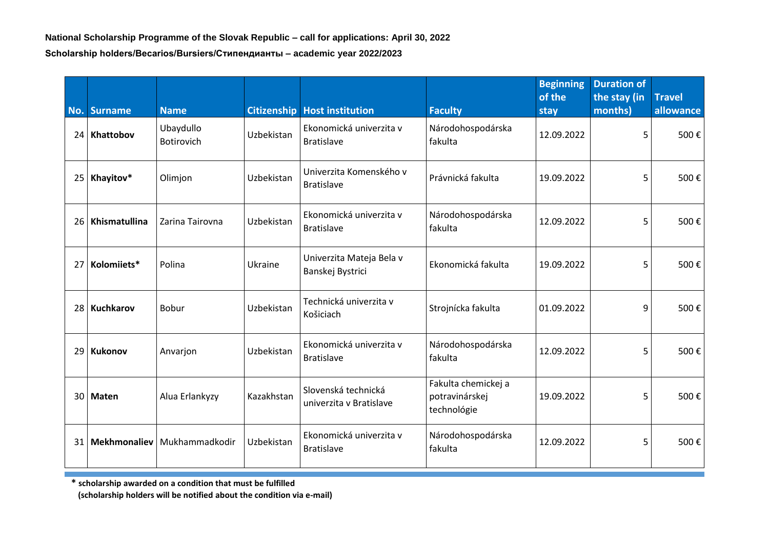**National Scholarship Programme of the Slovak Republic – call for applications: April 30, 2022**

**Scholarship holders/Becarios/Bursiers/Стипендианты – academic year 2022/2023**

| No. | Surname | Name | Citizenship | Host institution | Faculty | Beginning of the stay | Duration of the stay (in months) | Travel allowance |
|---|---|---|---|---|---|---|---|---|
| 24 | **Khattobov** | Ubaydullo Botirovich | Uzbekistan | Ekonomická univerzita v Bratislave | Národohospodárska fakulta | 12.09.2022 | 5 | 500 € |
| 25 | **Khayitov*** | Olimjon | Uzbekistan | Univerzita Komenského v Bratislave | Právnická fakulta | 19.09.2022 | 5 | 500 € |
| 26 | **Khismatullina** | Zarina Tairovna | Uzbekistan | Ekonomická univerzita v Bratislave | Národohospodárska fakulta | 12.09.2022 | 5 | 500 € |
| 27 | **Kolomiiets*** | Polina | Ukraine | Univerzita Mateja Bela v Banskej Bystrici | Ekonomická fakulta | 19.09.2022 | 5 | 500 € |
| 28 | **Kuchkarov** | Bobur | Uzbekistan | Technická univerzita v Košiciach | Strojnícka fakulta | 01.09.2022 | 9 | 500 € |
| 29 | **Kukonov** | Anvarjon | Uzbekistan | Ekonomická univerzita v Bratislave | Národohospodárska fakulta | 12.09.2022 | 5 | 500 € |
| 30 | **Maten** | Alua Erlankyzy | Kazakhstan | Slovenská technická univerzita v Bratislave | Fakulta chemickej a potravinárskej technológie | 19.09.2022 | 5 | 500 € |
| 31 | **Mekhmonaliev** | Mukhammadkodir | Uzbekistan | Ekonomická univerzita v Bratislave | Národohospodárska fakulta | 12.09.2022 | 5 | 500 € |

**\* scholarship awarded on a condition that must be fulfilled**
**(scholarship holders will be notified about the condition via e-mail)**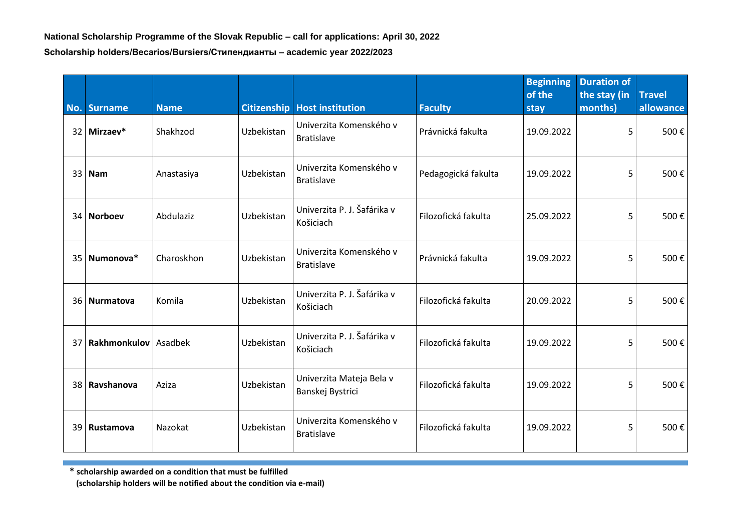**National Scholarship Programme of the Slovak Republic – call for applications: April 30, 2022**

**Scholarship holders/Becarios/Bursiers/Стипендианты – academic year 2022/2023**

| No. | Surname | Name | Citizenship | Host institution | Faculty | Beginning of the stay | Duration of the stay (in months) | Travel allowance |
|---|---|---|---|---|---|---|---|---|
| 32 | **Mirzaev*** | Shakhzod | Uzbekistan | Univerzita Komenského v Bratislave | Právnická fakulta | 19.09.2022 | 5 | 500 € |
| 33 | **Nam** | Anastasiya | Uzbekistan | Univerzita Komenského v Bratislave | Pedagogická fakulta | 19.09.2022 | 5 | 500 € |
| 34 | **Norboev** | Abdulaziz | Uzbekistan | Univerzita P. J. Šafárika v Košiciach | Filozofická fakulta | 25.09.2022 | 5 | 500 € |
| 35 | **Numonova*** | Charoskhon | Uzbekistan | Univerzita Komenského v Bratislave | Právnická fakulta | 19.09.2022 | 5 | 500 € |
| 36 | **Nurmatova** | Komila | Uzbekistan | Univerzita P. J. Šafárika v Košiciach | Filozofická fakulta | 20.09.2022 | 5 | 500 € |
| 37 | **Rakhmonkulov** | Asadbek | Uzbekistan | Univerzita P. J. Šafárika v Košiciach | Filozofická fakulta | 19.09.2022 | 5 | 500 € |
| 38 | **Ravshanova** | Aziza | Uzbekistan | Univerzita Mateja Bela v Banskej Bystrici | Filozofická fakulta | 19.09.2022 | 5 | 500 € |
| 39 | **Rustamova** | Nazokat | Uzbekistan | Univerzita Komenského v Bratislave | Filozofická fakulta | 19.09.2022 | 5 | 500 € |

**\* scholarship awarded on a condition that must be fulfilled**
**(scholarship holders will be notified about the condition via e-mail)**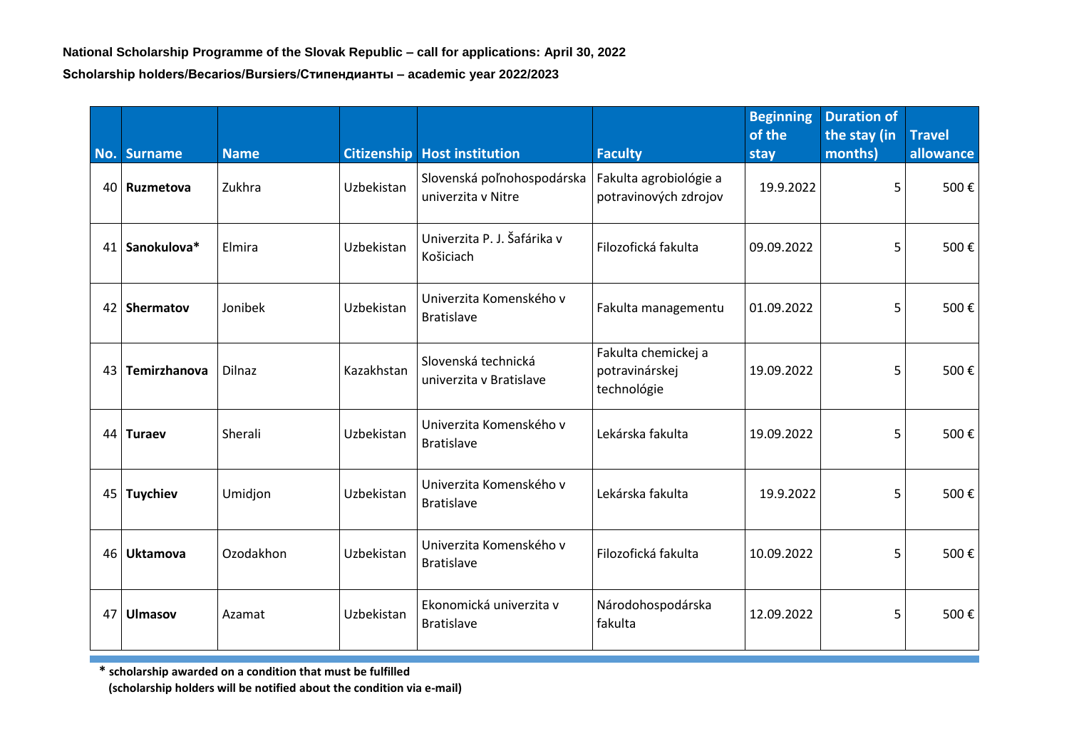**National Scholarship Programme of the Slovak Republic – call for applications: April 30, 2022**

**Scholarship holders/Becarios/Bursiers/Стипендианты – academic year 2022/2023**

| No. | Surname | Name | Citizenship | Host institution | Faculty | Beginning of the stay | Duration of the stay (in months) | Travel allowance |
|---|---|---|---|---|---|---|---|---|
| 40 | **Ruzmetova** | Zukhra | Uzbekistan | Slovenská poľnohospodárska univerzita v Nitre | Fakulta agrobiológie a potravinových zdrojov | 19.9.2022 | 5 | 500 € |
| 41 | **Sanokulova*** | Elmira | Uzbekistan | Univerzita P. J. Šafárika v Košiciach | Filozofická fakulta | 09.09.2022 | 5 | 500 € |
| 42 | **Shermatov** | Jonibek | Uzbekistan | Univerzita Komenského v Bratislave | Fakulta managementu | 01.09.2022 | 5 | 500 € |
| 43 | **Temirzhanova** | Dilnaz | Kazakhstan | Slovenská technická univerzita v Bratislave | Fakulta chemickej a potravinárskej technológie | 19.09.2022 | 5 | 500 € |
| 44 | **Turaev** | Sherali | Uzbekistan | Univerzita Komenského v Bratislave | Lekárska fakulta | 19.09.2022 | 5 | 500 € |
| 45 | **Tuychiev** | Umidjon | Uzbekistan | Univerzita Komenského v Bratislave | Lekárska fakulta | 19.9.2022 | 5 | 500 € |
| 46 | **Uktamova** | Ozodakhon | Uzbekistan | Univerzita Komenského v Bratislave | Filozofická fakulta | 10.09.2022 | 5 | 500 € |
| 47 | **Ulmasov** | Azamat | Uzbekistan | Ekonomická univerzita v Bratislave | Národohospodárska fakulta | 12.09.2022 | 5 | 500 € |

**\* scholarship awarded on a condition that must be fulfilled**
**(scholarship holders will be notified about the condition via e-mail)**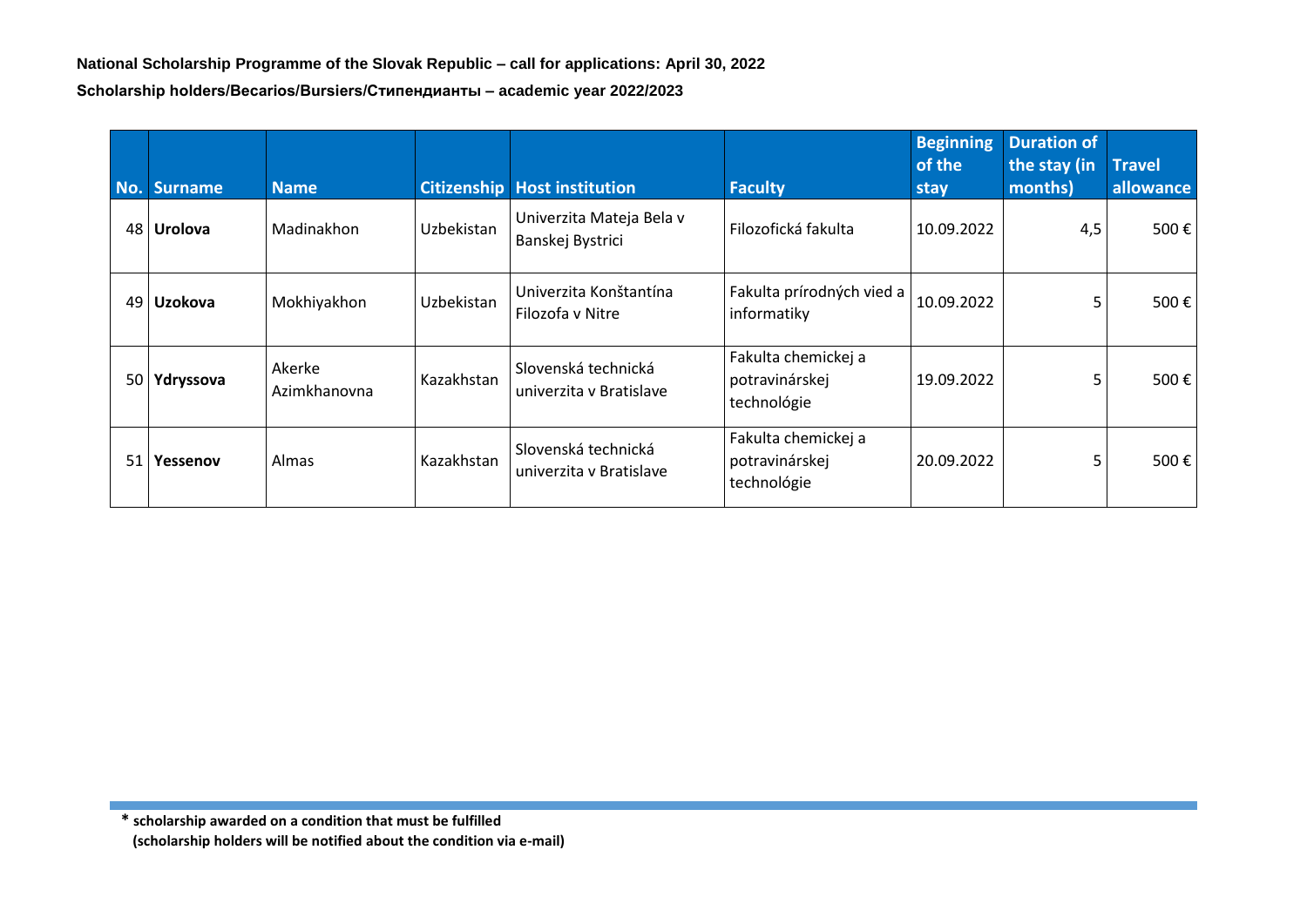**National Scholarship Programme of the Slovak Republic – call for applications: April 30, 2022**

**Scholarship holders/Becarios/Bursiers/Стипендианты – academic year 2022/2023**

| No. | Surname | Name | Citizenship | Host institution | Faculty | Beginning of the stay | Duration of the stay (in months) | Travel allowance |
|---|---|---|---|---|---|---|---|---|
| 48 | **Urolova** | Madinakhon | Uzbekistan | Univerzita Mateja Bela v Banskej Bystrici | Filozofická fakulta | 10.09.2022 | 4,5 | 500 € |
| 49 | **Uzokova** | Mokhiyakhon | Uzbekistan | Univerzita Konštantína Filozofa v Nitre | Fakulta prírodných vied a informatiky | 10.09.2022 | 5 | 500 € |
| 50 | **Ydryssova** | Akerke Azimkhanovna | Kazakhstan | Slovenská technická univerzita v Bratislave | Fakulta chemickej a potravinárskej technológie | 19.09.2022 | 5 | 500 € |
| 51 | **Yessenov** | Almas | Kazakhstan | Slovenská technická univerzita v Bratislave | Fakulta chemickej a potravinárskej technológie | 20.09.2022 | 5 | 500 € |

**\* scholarship awarded on a condition that must be fulfilled**
**(scholarship holders will be notified about the condition via e-mail)**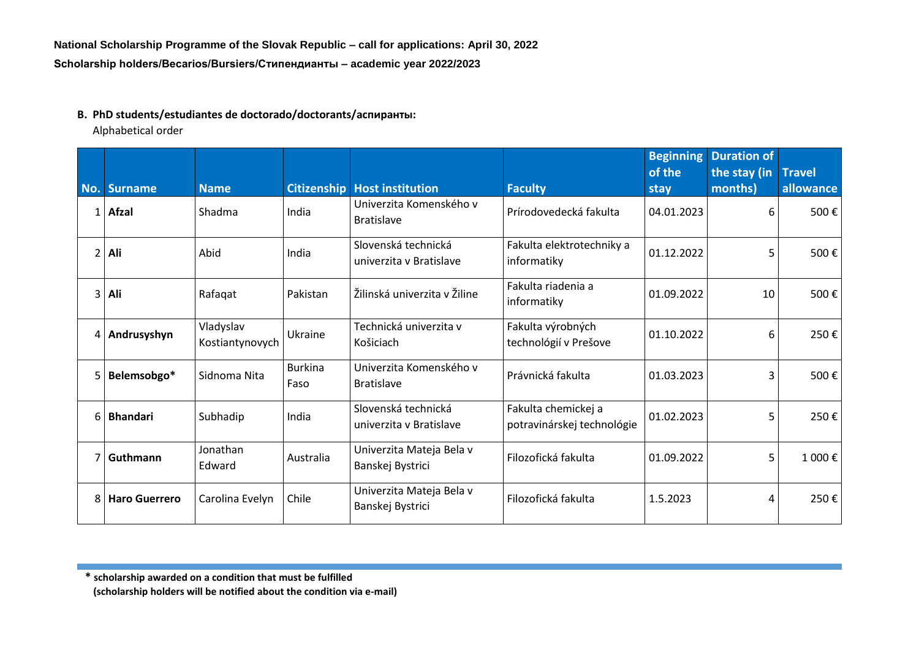**National Scholarship Programme of the Slovak Republic – call for applications: April 30, 2022**

**Scholarship holders/Becarios/Bursiers/Стипендианты – academic year 2022/2023**

**B. PhD students/estudiantes de doctorado/doctorants/аспиранты:**

Alphabetical order

| No. | Surname | Name | Citizenship | Host institution | Faculty | Beginning of the stay | Duration of the stay (in months) | Travel allowance |
|---|---|---|---|---|---|---|---|---|
| 1 | **Afzal** | Shadma | India | Univerzita Komenského v Bratislave | Prírodovedecká fakulta | 04.01.2023 | 6 | 500 € |
| 2 | **Ali** | Abid | India | Slovenská technická univerzita v Bratislave | Fakulta elektrotechniky a informatiky | 01.12.2022 | 5 | 500 € |
| 3 | **Ali** | Rafaqat | Pakistan | Žilinská univerzita v Žiline | Fakulta riadenia a informatiky | 01.09.2022 | 10 | 500 € |
| 4 | **Andrusyshyn** | Vladyslav Kostiantynovych | Ukraine | Technická univerzita v Košiciach | Fakulta výrobných technológií v Prešove | 01.10.2022 | 6 | 250 € |
| 5 | **Belemsobgo*** | Sidnoma Nita | Burkina Faso | Univerzita Komenského v Bratislave | Právnická fakulta | 01.03.2023 | 3 | 500 € |
| 6 | **Bhandari** | Subhadip | India | Slovenská technická univerzita v Bratislave | Fakulta chemickej a potravinárskej technológie | 01.02.2023 | 5 | 250 € |
| 7 | **Guthmann** | Jonathan Edward | Australia | Univerzita Mateja Bela v Banskej Bystrici | Filozofická fakulta | 01.09.2022 | 5 | 1 000 € |
| 8 | **Haro Guerrero** | Carolina Evelyn | Chile | Univerzita Mateja Bela v Banskej Bystrici | Filozofická fakulta | 1.5.2023 | 4 | 250 € |

**\* scholarship awarded on a condition that must be fulfilled**
**(scholarship holders will be notified about the condition via e-mail)**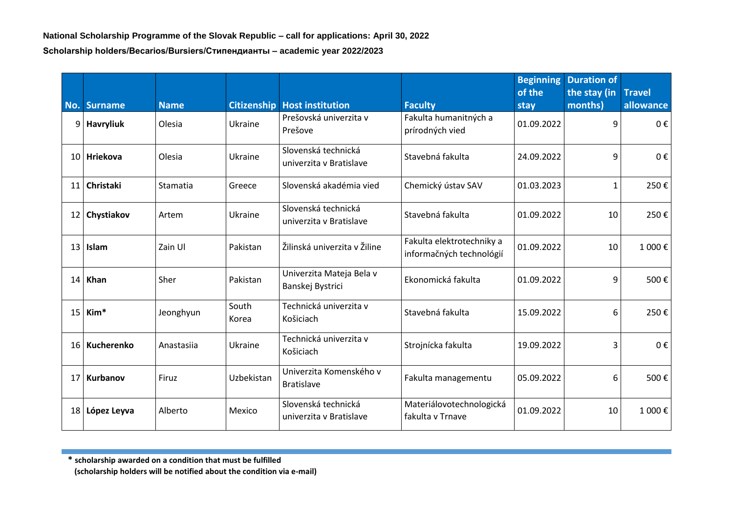**National Scholarship Programme of the Slovak Republic – call for applications: April 30, 2022**

**Scholarship holders/Becarios/Bursiers/Стипендианты – academic year 2022/2023**

| No. | Surname | Name | Citizenship | Host institution | Faculty | Beginning of the stay | Duration of the stay (in months) | Travel allowance |
|---|---|---|---|---|---|---|---|---|
| 9 | **Havryliuk** | Olesia | Ukraine | Prešovská univerzita v Prešove | Fakulta humanitných a prírodných vied | 01.09.2022 | 9 | 0 € |
| 10 | **Hriekova** | Olesia | Ukraine | Slovenská technická univerzita v Bratislave | Stavebná fakulta | 24.09.2022 | 9 | 0 € |
| 11 | **Christaki** | Stamatia | Greece | Slovenská akadémia vied | Chemický ústav SAV | 01.03.2023 | 1 | 250 € |
| 12 | **Chystiakov** | Artem | Ukraine | Slovenská technická univerzita v Bratislave | Stavebná fakulta | 01.09.2022 | 10 | 250 € |
| 13 | **Islam** | Zain Ul | Pakistan | Žilinská univerzita v Žiline | Fakulta elektrotechniky a informačných technológií | 01.09.2022 | 10 | 1 000 € |
| 14 | **Khan** | Sher | Pakistan | Univerzita Mateja Bela v Banskej Bystrici | Ekonomická fakulta | 01.09.2022 | 9 | 500 € |
| 15 | **Kim*** | Jeonghyun | South Korea | Technická univerzita v Košiciach | Stavebná fakulta | 15.09.2022 | 6 | 250 € |
| 16 | **Kucherenko** | Anastasiia | Ukraine | Technická univerzita v Košiciach | Strojnícka fakulta | 19.09.2022 | 3 | 0 € |
| 17 | **Kurbanov** | Firuz | Uzbekistan | Univerzita Komenského v Bratislave | Fakulta managementu | 05.09.2022 | 6 | 500 € |
| 18 | **López Leyva** | Alberto | Mexico | Slovenská technická univerzita v Bratislave | Materiálovotechnologická fakulta v Trnave | 01.09.2022 | 10 | 1 000 € |

**\* scholarship awarded on a condition that must be fulfilled**
**(scholarship holders will be notified about the condition via e-mail)**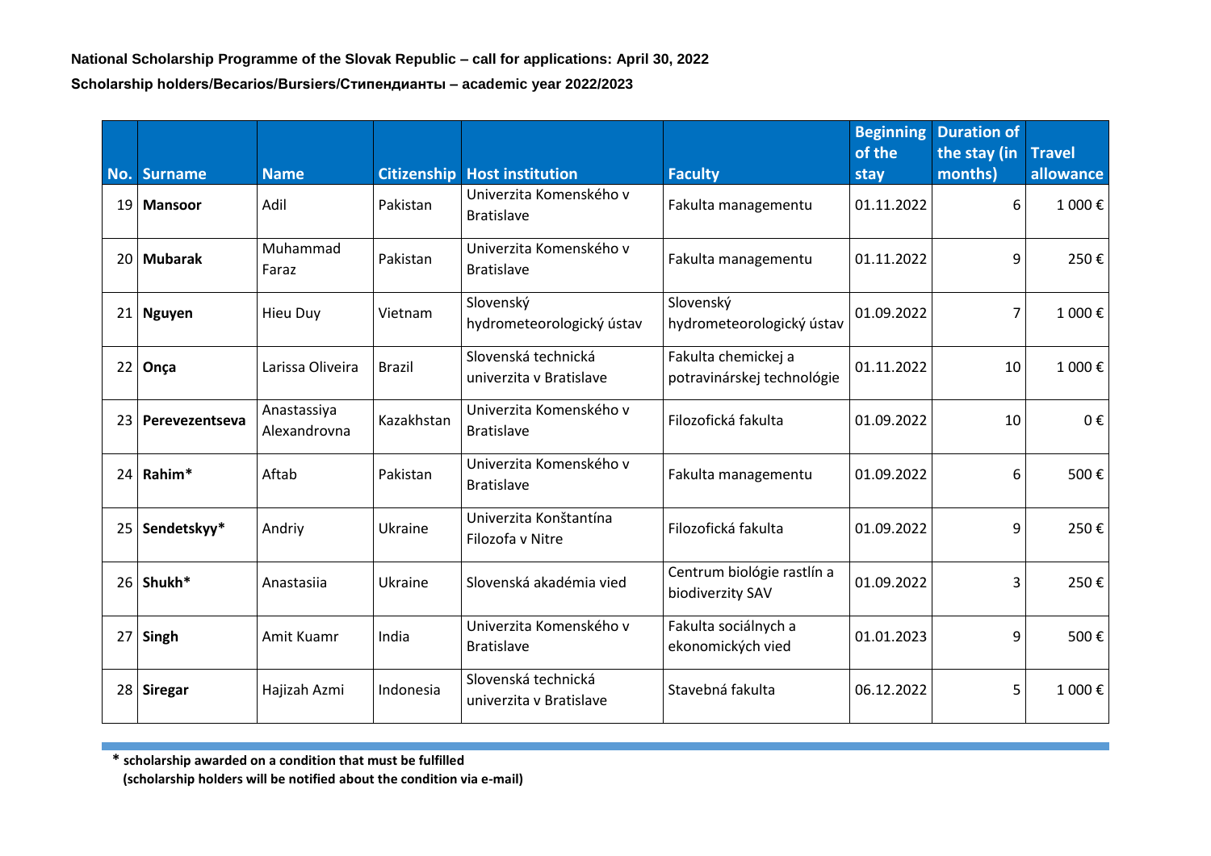**National Scholarship Programme of the Slovak Republic – call for applications: April 30, 2022**

**Scholarship holders/Becarios/Bursiers/Стипендианты – academic year 2022/2023**

| No. | Surname | Name | Citizenship | Host institution | Faculty | Beginning of the stay | Duration of the stay (in months) | Travel allowance |
|---|---|---|---|---|---|---|---|---|
| 19 | **Mansoor** | Adil | Pakistan | Univerzita Komenského v Bratislave | Fakulta managementu | 01.11.2022 | 6 | 1 000 € |
| 20 | **Mubarak** | Muhammad Faraz | Pakistan | Univerzita Komenského v Bratislave | Fakulta managementu | 01.11.2022 | 9 | 250 € |
| 21 | **Nguyen** | Hieu Duy | Vietnam | Slovenský hydrometeorologický ústav | Slovenský hydrometeorologický ústav | 01.09.2022 | 7 | 1 000 € |
| 22 | **Onça** | Larissa Oliveira | Brazil | Slovenská technická univerzita v Bratislave | Fakulta chemickej a potravinárskej technológie | 01.11.2022 | 10 | 1 000 € |
| 23 | **Perevezentseva** | Anastassiya Alexandrovna | Kazakhstan | Univerzita Komenského v Bratislave | Filozofická fakulta | 01.09.2022 | 10 | 0 € |
| 24 | **Rahim*** | Aftab | Pakistan | Univerzita Komenského v Bratislave | Fakulta managementu | 01.09.2022 | 6 | 500 € |
| 25 | **Sendetskyy*** | Andriy | Ukraine | Univerzita Konštantína Filozofa v Nitre | Filozofická fakulta | 01.09.2022 | 9 | 250 € |
| 26 | **Shukh*** | Anastasiia | Ukraine | Slovenská akadémia vied | Centrum biológie rastlín a biodiverzity SAV | 01.09.2022 | 3 | 250 € |
| 27 | **Singh** | Amit Kuamr | India | Univerzita Komenského v Bratislave | Fakulta sociálnych a ekonomických vied | 01.01.2023 | 9 | 500 € |
| 28 | **Siregar** | Hajizah Azmi | Indonesia | Slovenská technická univerzita v Bratislave | Stavebná fakulta | 06.12.2022 | 5 | 1 000 € |

**\* scholarship awarded on a condition that must be fulfilled**
**(scholarship holders will be notified about the condition via e-mail)**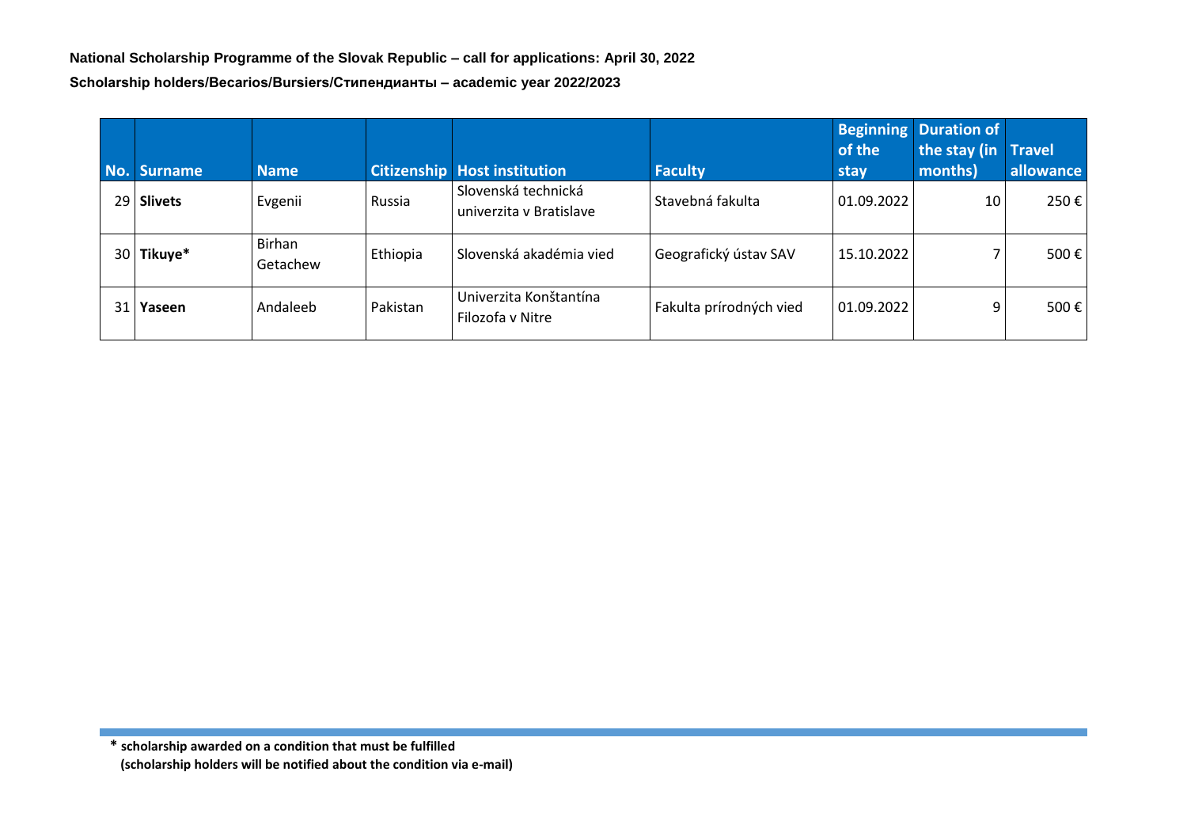**National Scholarship Programme of the Slovak Republic – call for applications: April 30, 2022**

**Scholarship holders/Becarios/Bursiers/Стипендианты – academic year 2022/2023**

| No. | Surname | Name | Citizenship | Host institution | Faculty | Beginning of the stay | Duration of the stay (in months) | Travel allowance |
|---|---|---|---|---|---|---|---|---|
| 29 | **Slivets** | Evgenii | Russia | Slovenská technická univerzita v Bratislave | Stavebná fakulta | 01.09.2022 | 10 | 250 € |
| 30 | **Tikuye*** | Birhan Getachew | Ethiopia | Slovenská akadémia vied | Geografický ústav SAV | 15.10.2022 | 7 | 500 € |
| 31 | **Yaseen** | Andaleeb | Pakistan | Univerzita Konštantína Filozofa v Nitre | Fakulta prírodných vied | 01.09.2022 | 9 | 500 € |

**\* scholarship awarded on a condition that must be fulfilled**
**(scholarship holders will be notified about the condition via e-mail)**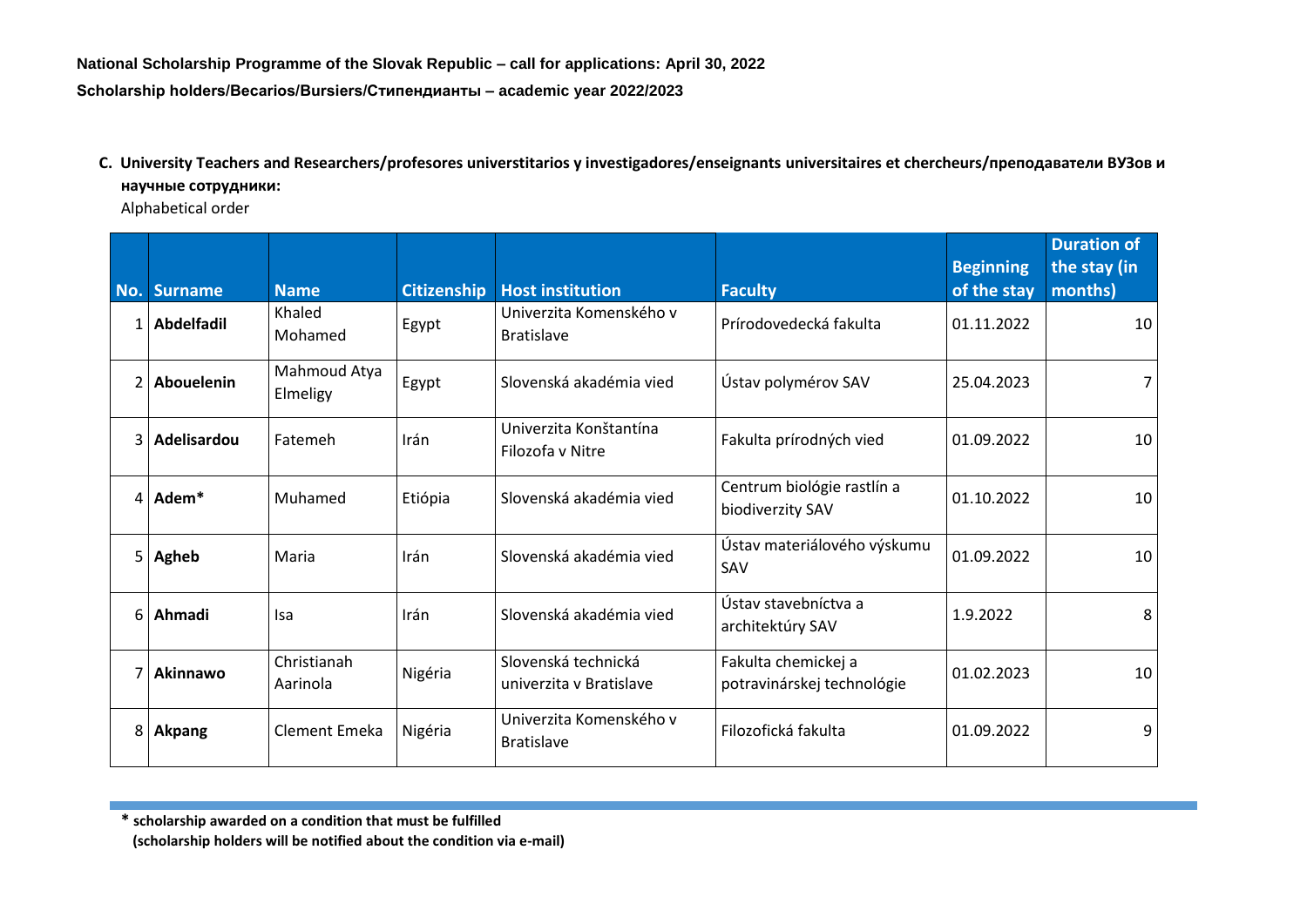**National Scholarship Programme of the Slovak Republic – call for applications: April 30, 2022**

**Scholarship holders/Becarios/Bursiers/Стипендианты – academic year 2022/2023**

**C. University Teachers and Researchers/profesores universtitarios y investigadores/enseignants universitaires et chercheurs/преподаватели ВУЗов и научные сотрудники:**

Alphabetical order

| No. | Surname | Name | Citizenship | Host institution | Faculty | Beginning of the stay | Duration of the stay (in months) |
|---|---|---|---|---|---|---|---|
| 1 | **Abdelfadil** | Khaled Mohamed | Egypt | Univerzita Komenského v Bratislave | Prírodovedecká fakulta | 01.11.2022 | 10 |
| 2 | **Abouelenin** | Mahmoud Atya Elmeligy | Egypt | Slovenská akadémia vied | Ústav polymérov SAV | 25.04.2023 | 7 |
| 3 | **Adelisardou** | Fatemeh | Irán | Univerzita Konštantína Filozofa v Nitre | Fakulta prírodných vied | 01.09.2022 | 10 |
| 4 | **Adem*** | Muhamed | Etiópia | Slovenská akadémia vied | Centrum biológie rastlín a biodiverzity SAV | 01.10.2022 | 10 |
| 5 | **Agheb** | Maria | Irán | Slovenská akadémia vied | Ústav materiálového výskumu SAV | 01.09.2022 | 10 |
| 6 | **Ahmadi** | Isa | Irán | Slovenská akadémia vied | Ústav stavebníctva a architektúry SAV | 1.9.2022 | 8 |
| 7 | **Akinnawo** | Christianah Aarinola | Nigéria | Slovenská technická univerzita v Bratislave | Fakulta chemickej a potravinárskej technológie | 01.02.2023 | 10 |
| 8 | **Akpang** | Clement Emeka | Nigéria | Univerzita Komenského v Bratislave | Filozofická fakulta | 01.09.2022 | 9 |

**\* scholarship awarded on a condition that must be fulfilled**
**(scholarship holders will be notified about the condition via e-mail)**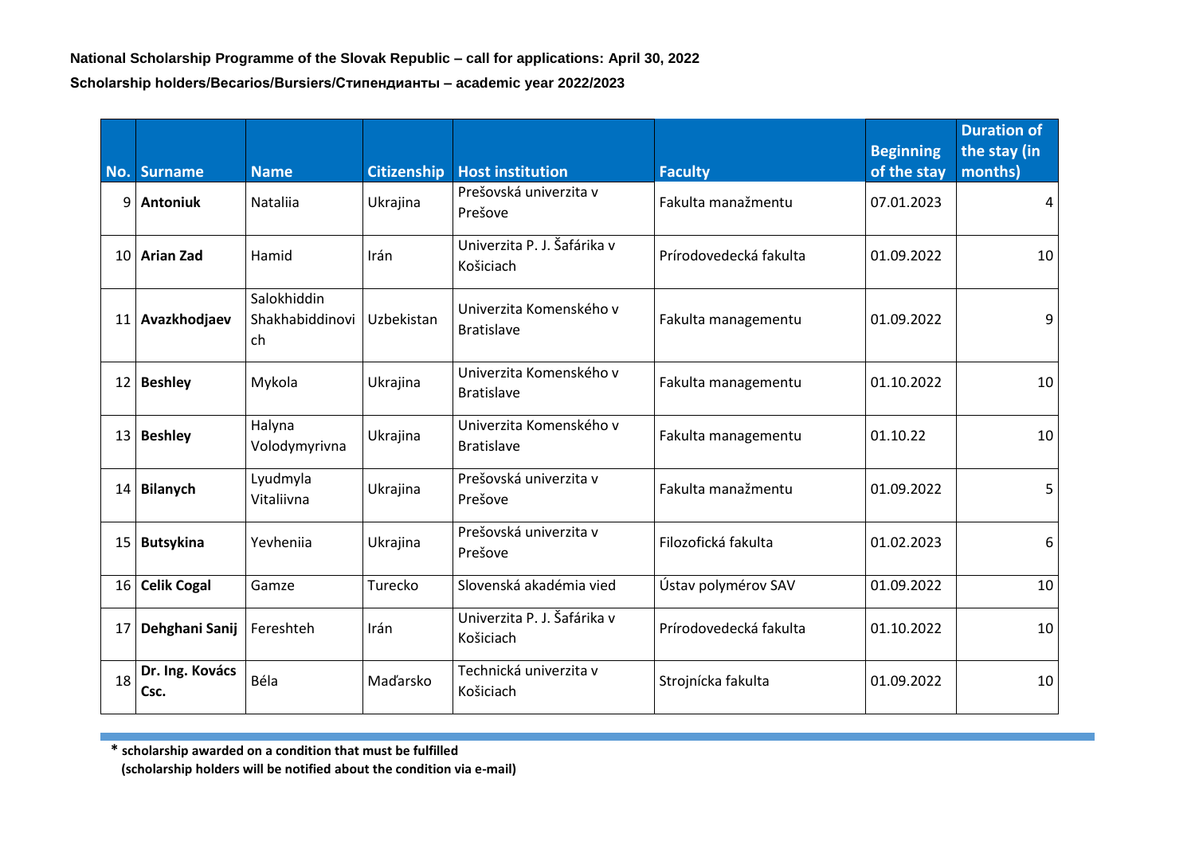**National Scholarship Programme of the Slovak Republic – call for applications: April 30, 2022**

**Scholarship holders/Becarios/Bursiers/Стипендианты – academic year 2022/2023**

| No. | Surname | Name | Citizenship | Host institution | Faculty | Beginning of the stay | Duration of the stay (in months) |
|---|---|---|---|---|---|---|---|
| 9 | **Antoniuk** | Nataliia | Ukrajina | Prešovská univerzita v Prešove | Fakulta manažmentu | 07.01.2023 | 4 |
| 10 | **Arian Zad** | Hamid | Irán | Univerzita P. J. Šafárika v Košiciach | Prírodovedecká fakulta | 01.09.2022 | 10 |
| 11 | **Avazkhodjaev** | Salokhiddin Shakhabiddinovich | Uzbekistan | Univerzita Komenského v Bratislave | Fakulta managementu | 01.09.2022 | 9 |
| 12 | **Beshley** | Mykola | Ukrajina | Univerzita Komenského v Bratislave | Fakulta managementu | 01.10.2022 | 10 |
| 13 | **Beshley** | Halyna Volodymyrivna | Ukrajina | Univerzita Komenského v Bratislave | Fakulta managementu | 01.10.22 | 10 |
| 14 | **Bilanych** | Lyudmyla Vitaliivna | Ukrajina | Prešovská univerzita v Prešove | Fakulta manažmentu | 01.09.2022 | 5 |
| 15 | **Butsykina** | Yevheniia | Ukrajina | Prešovská univerzita v Prešove | Filozofická fakulta | 01.02.2023 | 6 |
| 16 | **Celik Cogal** | Gamze | Turecko | Slovenská akadémia vied | Ústav polymérov SAV | 01.09.2022 | 10 |
| 17 | **Dehghani Sanij** | Fereshteh | Irán | Univerzita P. J. Šafárika v Košiciach | Prírodovedecká fakulta | 01.10.2022 | 10 |
| 18 | **Dr. Ing. Kovács Csc.** | Béla | Maďarsko | Technická univerzita v Košiciach | Strojnícka fakulta | 01.09.2022 | 10 |

**\* scholarship awarded on a condition that must be fulfilled**
**(scholarship holders will be notified about the condition via e-mail)**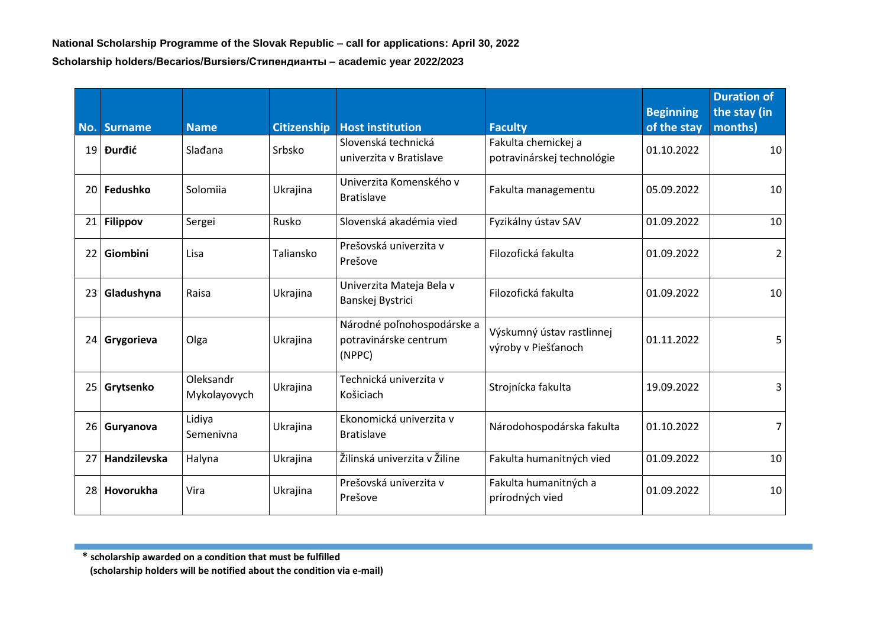**National Scholarship Programme of the Slovak Republic – call for applications: April 30, 2022**

**Scholarship holders/Becarios/Bursiers/Стипендианты – academic year 2022/2023**

| No. | Surname | Name | Citizenship | Host institution | Faculty | Beginning of the stay | Duration of the stay (in months) |
|---|---|---|---|---|---|---|---|
| 19 | **Đurđić** | Slađana | Srbsko | Slovenská technická univerzita v Bratislave | Fakulta chemickej a potravinárskej technológie | 01.10.2022 | 10 |
| 20 | **Fedushko** | Solomiia | Ukrajina | Univerzita Komenského v Bratislave | Fakulta managementu | 05.09.2022 | 10 |
| 21 | **Filippov** | Sergei | Rusko | Slovenská akadémia vied | Fyzikálny ústav SAV | 01.09.2022 | 10 |
| 22 | **Giombini** | Lisa | Taliansko | Prešovská univerzita v Prešove | Filozofická fakulta | 01.09.2022 | 2 |
| 23 | **Gladushyna** | Raisa | Ukrajina | Univerzita Mateja Bela v Banskej Bystrici | Filozofická fakulta | 01.09.2022 | 10 |
| 24 | **Grygorieva** | Olga | Ukrajina | Národné poľnohospodárske a potravinárske centrum (NPPC) | Výskumný ústav rastlinnej výroby v Piešťanoch | 01.11.2022 | 5 |
| 25 | **Grytsenko** | Oleksandr Mykolayovych | Ukrajina | Technická univerzita v Košiciach | Strojnícka fakulta | 19.09.2022 | 3 |
| 26 | **Guryanova** | Lidiya Semenivna | Ukrajina | Ekonomická univerzita v Bratislave | Národohospodárska fakulta | 01.10.2022 | 7 |
| 27 | **Handzilevska** | Halyna | Ukrajina | Žilinská univerzita v Žiline | Fakulta humanitných vied | 01.09.2022 | 10 |
| 28 | **Hovorukha** | Vira | Ukrajina | Prešovská univerzita v Prešove | Fakulta humanitných a prírodných vied | 01.09.2022 | 10 |

**\* scholarship awarded on a condition that must be fulfilled (scholarship holders will be notified about the condition via e-mail)**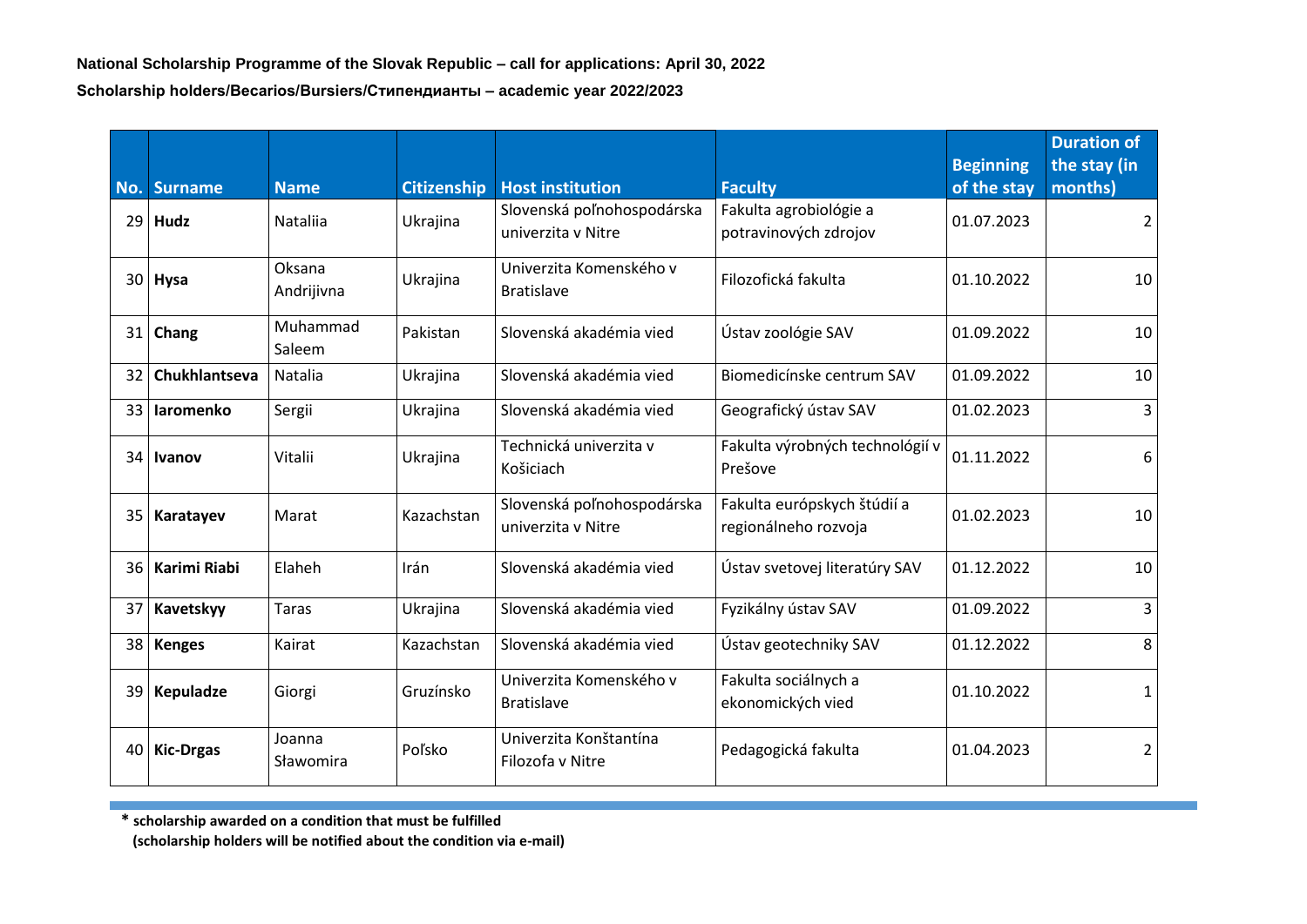**National Scholarship Programme of the Slovak Republic – call for applications: April 30, 2022**

**Scholarship holders/Becarios/Bursiers/Стипендианты – academic year 2022/2023**

| No. | Surname | Name | Citizenship | Host institution | Faculty | Beginning of the stay | Duration of the stay (in months) |
|---|---|---|---|---|---|---|---|
| 29 | **Hudz** | Nataliia | Ukrajina | Slovenská poľnohospodárska univerzita v Nitre | Fakulta agrobiológie a potravinových zdrojov | 01.07.2023 | 2 |
| 30 | **Hysa** | Oksana Andrijivna | Ukrajina | Univerzita Komenského v Bratislave | Filozofická fakulta | 01.10.2022 | 10 |
| 31 | **Chang** | Muhammad Saleem | Pakistan | Slovenská akadémia vied | Ústav zoológie SAV | 01.09.2022 | 10 |
| 32 | **Chukhlantseva** | Natalia | Ukrajina | Slovenská akadémia vied | Biomedicínske centrum SAV | 01.09.2022 | 10 |
| 33 | **Iaromenko** | Sergii | Ukrajina | Slovenská akadémia vied | Geografický ústav SAV | 01.02.2023 | 3 |
| 34 | **Ivanov** | Vitalii | Ukrajina | Technická univerzita v Košiciach | Fakulta výrobných technológií v Prešove | 01.11.2022 | 6 |
| 35 | **Karatayev** | Marat | Kazachstan | Slovenská poľnohospodárska univerzita v Nitre | Fakulta európskych štúdií a regionálneho rozvoja | 01.02.2023 | 10 |
| 36 | **Karimi Riabi** | Elaheh | Irán | Slovenská akadémia vied | Ústav svetovej literatúry SAV | 01.12.2022 | 10 |
| 37 | **Kavetskyy** | Taras | Ukrajina | Slovenská akadémia vied | Fyzikálny ústav SAV | 01.09.2022 | 3 |
| 38 | **Kenges** | Kairat | Kazachstan | Slovenská akadémia vied | Ústav geotechniky SAV | 01.12.2022 | 8 |
| 39 | **Kepuladze** | Giorgi | Gruzínsko | Univerzita Komenského v Bratislave | Fakulta sociálnych a ekonomických vied | 01.10.2022 | 1 |
| 40 | **Kic-Drgas** | Joanna Sławomira | Poľsko | Univerzita Konštantína Filozofa v Nitre | Pedagogická fakulta | 01.04.2023 | 2 |

**\* scholarship awarded on a condition that must be fulfilled**
**(scholarship holders will be notified about the condition via e-mail)**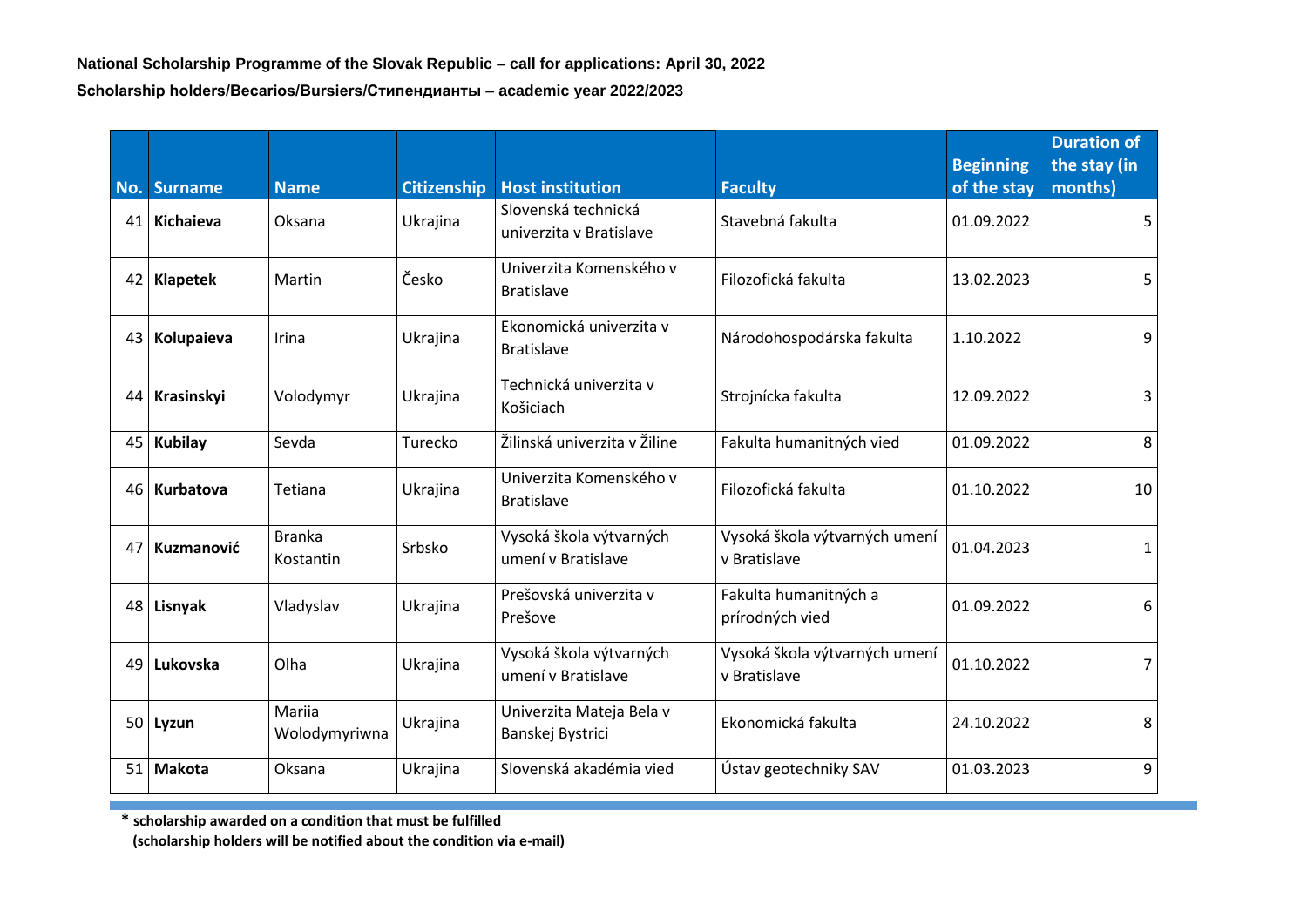**National Scholarship Programme of the Slovak Republic – call for applications: April 30, 2022**

**Scholarship holders/Becarios/Bursiers/Стипендианты – academic year 2022/2023**

| No. | Surname | Name | Citizenship | Host institution | Faculty | Beginning of the stay | Duration of the stay (in months) |
|---|---|---|---|---|---|---|---|
| 41 | **Kichaieva** | Oksana | Ukrajina | Slovenská technická univerzita v Bratislave | Stavebná fakulta | 01.09.2022 | 5 |
| 42 | **Klapetek** | Martin | Česko | Univerzita Komenského v Bratislave | Filozofická fakulta | 13.02.2023 | 5 |
| 43 | **Kolupaieva** | Irina | Ukrajina | Ekonomická univerzita v Bratislave | Národohospodárska fakulta | 1.10.2022 | 9 |
| 44 | **Krasinskyi** | Volodymyr | Ukrajina | Technická univerzita v Košiciach | Strojnícka fakulta | 12.09.2022 | 3 |
| 45 | **Kubilay** | Sevda | Turecko | Žilinská univerzita v Žiline | Fakulta humanitných vied | 01.09.2022 | 8 |
| 46 | **Kurbatova** | Tetiana | Ukrajina | Univerzita Komenského v Bratislave | Filozofická fakulta | 01.10.2022 | 10 |
| 47 | **Kuzmanović** | Branka Kostantin | Srbsko | Vysoká škola výtvarných umení v Bratislave | Vysoká škola výtvarných umení v Bratislave | 01.04.2023 | 1 |
| 48 | **Lisnyak** | Vladyslav | Ukrajina | Prešovská univerzita v Prešove | Fakulta humanitných a prírodných vied | 01.09.2022 | 6 |
| 49 | **Lukovska** | Olha | Ukrajina | Vysoká škola výtvarných umení v Bratislave | Vysoká škola výtvarných umení v Bratislave | 01.10.2022 | 7 |
| 50 | **Lyzun** | Mariia Wolodymyriwna | Ukrajina | Univerzita Mateja Bela v Banskej Bystrici | Ekonomická fakulta | 24.10.2022 | 8 |
| 51 | **Makota** | Oksana | Ukrajina | Slovenská akadémia vied | Ústav geotechniky SAV | 01.03.2023 | 9 |

**\* scholarship awarded on a condition that must be fulfilled**
**(scholarship holders will be notified about the condition via e-mail)**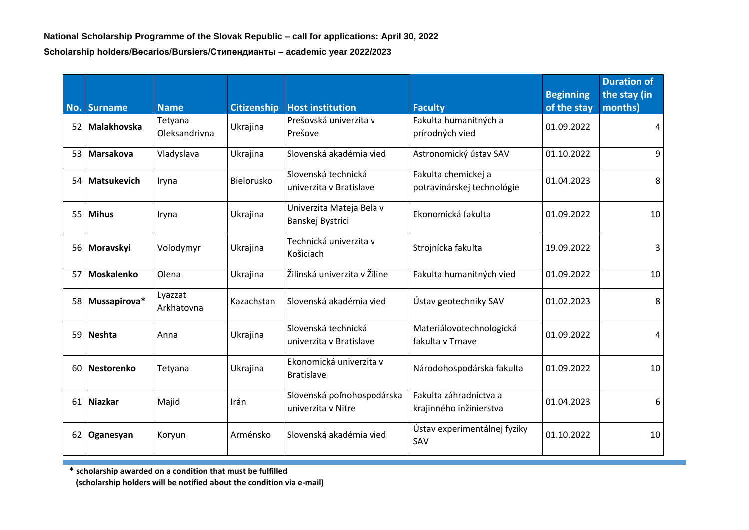**National Scholarship Programme of the Slovak Republic – call for applications: April 30, 2022**

**Scholarship holders/Becarios/Bursiers/Стипендианты – academic year 2022/2023**

| No. | Surname | Name | Citizenship | Host institution | Faculty | Beginning of the stay | Duration of the stay (in months) |
|---|---|---|---|---|---|---|---|
| 52 | **Malakhovska** | Tetyana Oleksandrivna | Ukrajina | Prešovská univerzita v Prešove | Fakulta humanitných a prírodných vied | 01.09.2022 | 4 |
| 53 | **Marsakova** | Vladyslava | Ukrajina | Slovenská akadémia vied | Astronomický ústav SAV | 01.10.2022 | 9 |
| 54 | **Matsukevich** | Iryna | Bielorusko | Slovenská technická univerzita v Bratislave | Fakulta chemickej a potravinárskej technológie | 01.04.2023 | 8 |
| 55 | **Mihus** | Iryna | Ukrajina | Univerzita Mateja Bela v Banskej Bystrici | Ekonomická fakulta | 01.09.2022 | 10 |
| 56 | **Moravskyi** | Volodymyr | Ukrajina | Technická univerzita v Košiciach | Strojnícka fakulta | 19.09.2022 | 3 |
| 57 | **Moskalenko** | Olena | Ukrajina | Žilinská univerzita v Žiline | Fakulta humanitných vied | 01.09.2022 | 10 |
| 58 | **Mussapirova*** | Lyazzat Arkhatovna | Kazachstan | Slovenská akadémia vied | Ústav geotechniky SAV | 01.02.2023 | 8 |
| 59 | **Neshta** | Anna | Ukrajina | Slovenská technická univerzita v Bratislave | Materiálovotechnologická fakulta v Trnave | 01.09.2022 | 4 |
| 60 | **Nestorenko** | Tetyana | Ukrajina | Ekonomická univerzita v Bratislave | Národohospodárska fakulta | 01.09.2022 | 10 |
| 61 | **Niazkar** | Majid | Irán | Slovenská poľnohospodárska univerzita v Nitre | Fakulta záhradníctva a krajinného inžinierstva | 01.04.2023 | 6 |
| 62 | **Oganesyan** | Koryun | Arménsko | Slovenská akadémia vied | Ústav experimentálnej fyziky SAV | 01.10.2022 | 10 |

**\* scholarship awarded on a condition that must be fulfilled**
**(scholarship holders will be notified about the condition via e-mail)**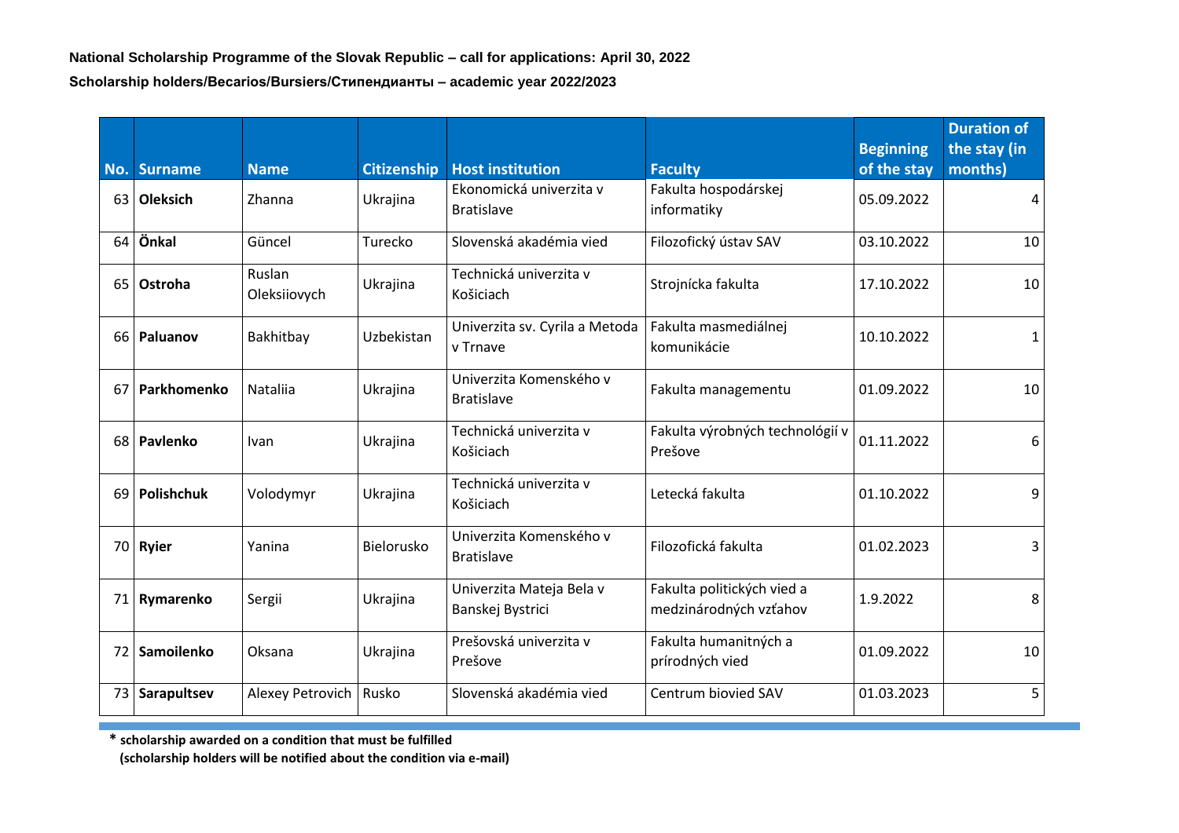**National Scholarship Programme of the Slovak Republic – call for applications: April 30, 2022**

**Scholarship holders/Becarios/Bursiers/Стипендианты – academic year 2022/2023**

| No. | Surname | Name | Citizenship | Host institution | Faculty | Beginning of the stay | Duration of the stay (in months) |
|---|---|---|---|---|---|---|---|
| 63 | **Oleksich** | Zhanna | Ukrajina | Ekonomická univerzita v Bratislave | Fakulta hospodárskej informatiky | 05.09.2022 | 4 |
| 64 | **Önkal** | Güncel | Turecko | Slovenská akadémia vied | Filozofický ústav SAV | 03.10.2022 | 10 |
| 65 | **Ostroha** | Ruslan Oleksiiovych | Ukrajina | Technická univerzita v Košiciach | Strojnícka fakulta | 17.10.2022 | 10 |
| 66 | **Paluanov** | Bakhitbay | Uzbekistan | Univerzita sv. Cyrila a Metoda v Trnave | Fakulta masmediálnej komunikácie | 10.10.2022 | 1 |
| 67 | **Parkhomenko** | Nataliia | Ukrajina | Univerzita Komenského v Bratislave | Fakulta managementu | 01.09.2022 | 10 |
| 68 | **Pavlenko** | Ivan | Ukrajina | Technická univerzita v Košiciach | Fakulta výrobných technológií v Prešove | 01.11.2022 | 6 |
| 69 | **Polishchuk** | Volodymyr | Ukrajina | Technická univerzita v Košiciach | Letecká fakulta | 01.10.2022 | 9 |
| 70 | **Ryier** | Yanina | Bielorusko | Univerzita Komenského v Bratislave | Filozofická fakulta | 01.02.2023 | 3 |
| 71 | **Rymarenko** | Sergii | Ukrajina | Univerzita Mateja Bela v Banskej Bystrici | Fakulta politických vied a medzinárodných vzťahov | 1.9.2022 | 8 |
| 72 | **Samoilenko** | Oksana | Ukrajina | Prešovská univerzita v Prešove | Fakulta humanitných a prírodných vied | 01.09.2022 | 10 |
| 73 | **Sarapultsev** | Alexey Petrovich | Rusko | Slovenská akadémia vied | Centrum biovied SAV | 01.03.2023 | 5 |

**\* scholarship awarded on a condition that must be fulfilled**
**(scholarship holders will be notified about the condition via e-mail)**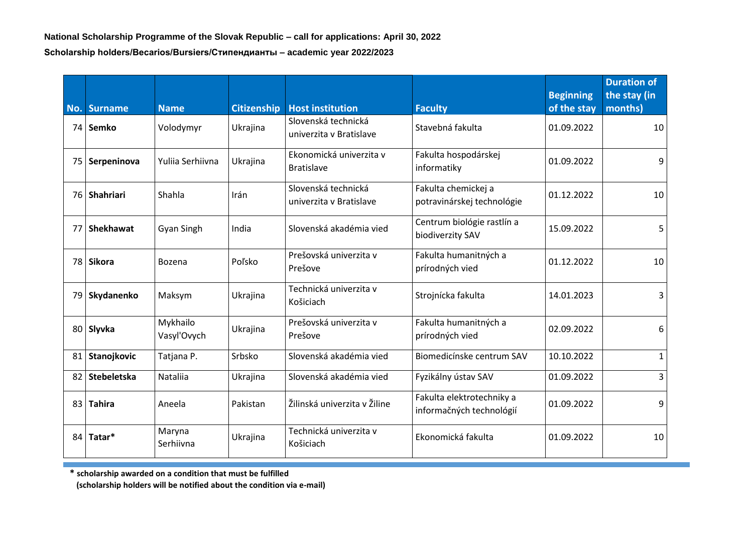**National Scholarship Programme of the Slovak Republic – call for applications: April 30, 2022**

**Scholarship holders/Becarios/Bursiers/Стипендианты – academic year 2022/2023**

| No. | Surname | Name | Citizenship | Host institution | Faculty | Beginning of the stay | Duration of the stay (in months) |
|---|---|---|---|---|---|---|---|
| 74 | **Semko** | Volodymyr | Ukrajina | Slovenská technická univerzita v Bratislave | Stavebná fakulta | 01.09.2022 | 10 |
| 75 | **Serpeninova** | Yuliia Serhiivna | Ukrajina | Ekonomická univerzita v Bratislave | Fakulta hospodárskej informatiky | 01.09.2022 | 9 |
| 76 | **Shahriari** | Shahla | Irán | Slovenská technická univerzita v Bratislave | Fakulta chemickej a potravinárskej technológie | 01.12.2022 | 10 |
| 77 | **Shekhawat** | Gyan Singh | India | Slovenská akadémia vied | Centrum biológie rastlín a biodiverzity SAV | 15.09.2022 | 5 |
| 78 | **Sikora** | Bozena | Poľsko | Prešovská univerzita v Prešove | Fakulta humanitných a prírodných vied | 01.12.2022 | 10 |
| 79 | **Skydanenko** | Maksym | Ukrajina | Technická univerzita v Košiciach | Strojnícka fakulta | 14.01.2023 | 3 |
| 80 | **Slyvka** | Mykhailo Vasyl'Ovych | Ukrajina | Prešovská univerzita v Prešove | Fakulta humanitných a prírodných vied | 02.09.2022 | 6 |
| 81 | **Stanojkovic** | Tatjana P. | Srbsko | Slovenská akadémia vied | Biomedicínske centrum SAV | 10.10.2022 | 1 |
| 82 | **Stebeletska** | Nataliia | Ukrajina | Slovenská akadémia vied | Fyzikálny ústav SAV | 01.09.2022 | 3 |
| 83 | **Tahira** | Aneela | Pakistan | Žilinská univerzita v Žiline | Fakulta elektrotechniky a informačných technológií | 01.09.2022 | 9 |
| 84 | **Tatar*** | Maryna Serhiivna | Ukrajina | Technická univerzita v Košiciach | Ekonomická fakulta | 01.09.2022 | 10 |

**\* scholarship awarded on a condition that must be fulfilled**
**(scholarship holders will be notified about the condition via e-mail)**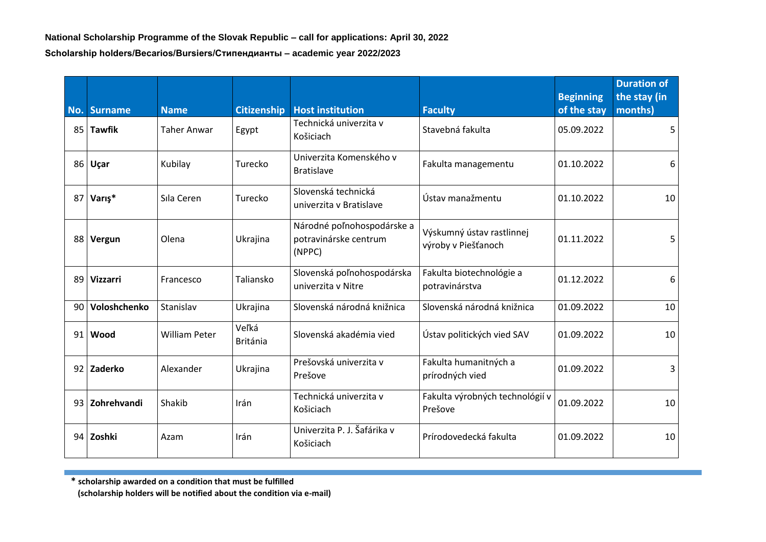**National Scholarship Programme of the Slovak Republic – call for applications: April 30, 2022**

**Scholarship holders/Becarios/Bursiers/Стипендианты – academic year 2022/2023**

| No. | Surname | Name | Citizenship | Host institution | Faculty | Beginning of the stay | Duration of the stay (in months) |
|---|---|---|---|---|---|---|---|
| 85 | **Tawfik** | Taher Anwar | Egypt | Technická univerzita v Košiciach | Stavebná fakulta | 05.09.2022 | 5 |
| 86 | **Uçar** | Kubilay | Turecko | Univerzita Komenského v Bratislave | Fakulta managementu | 01.10.2022 | 6 |
| 87 | **Varış*** | Sıla Ceren | Turecko | Slovenská technická univerzita v Bratislave | Ústav manažmentu | 01.10.2022 | 10 |
| 88 | **Vergun** | Olena | Ukrajina | Národné poľnohospodárske a potravinárske centrum (NPPC) | Výskumný ústav rastlinnej výroby v Piešťanoch | 01.11.2022 | 5 |
| 89 | **Vizzarri** | Francesco | Taliansko | Slovenská poľnohospodárska univerzita v Nitre | Fakulta biotechnológie a potravinárstva | 01.12.2022 | 6 |
| 90 | **Voloshchenko** | Stanislav | Ukrajina | Slovenská národná knižnica | Slovenská národná knižnica | 01.09.2022 | 10 |
| 91 | **Wood** | William Peter | Veľká Británia | Slovenská akadémia vied | Ústav politických vied SAV | 01.09.2022 | 10 |
| 92 | **Zaderko** | Alexander | Ukrajina | Prešovská univerzita v Prešove | Fakulta humanitných a prírodných vied | 01.09.2022 | 3 |
| 93 | **Zohrehvandi** | Shakib | Irán | Technická univerzita v Košiciach | Fakulta výrobných technológií v Prešove | 01.09.2022 | 10 |
| 94 | **Zoshki** | Azam | Irán | Univerzita P. J. Šafárika v Košiciach | Prírodovedecká fakulta | 01.09.2022 | 10 |

**\* scholarship awarded on a condition that must be fulfilled (scholarship holders will be notified about the condition via e-mail)**